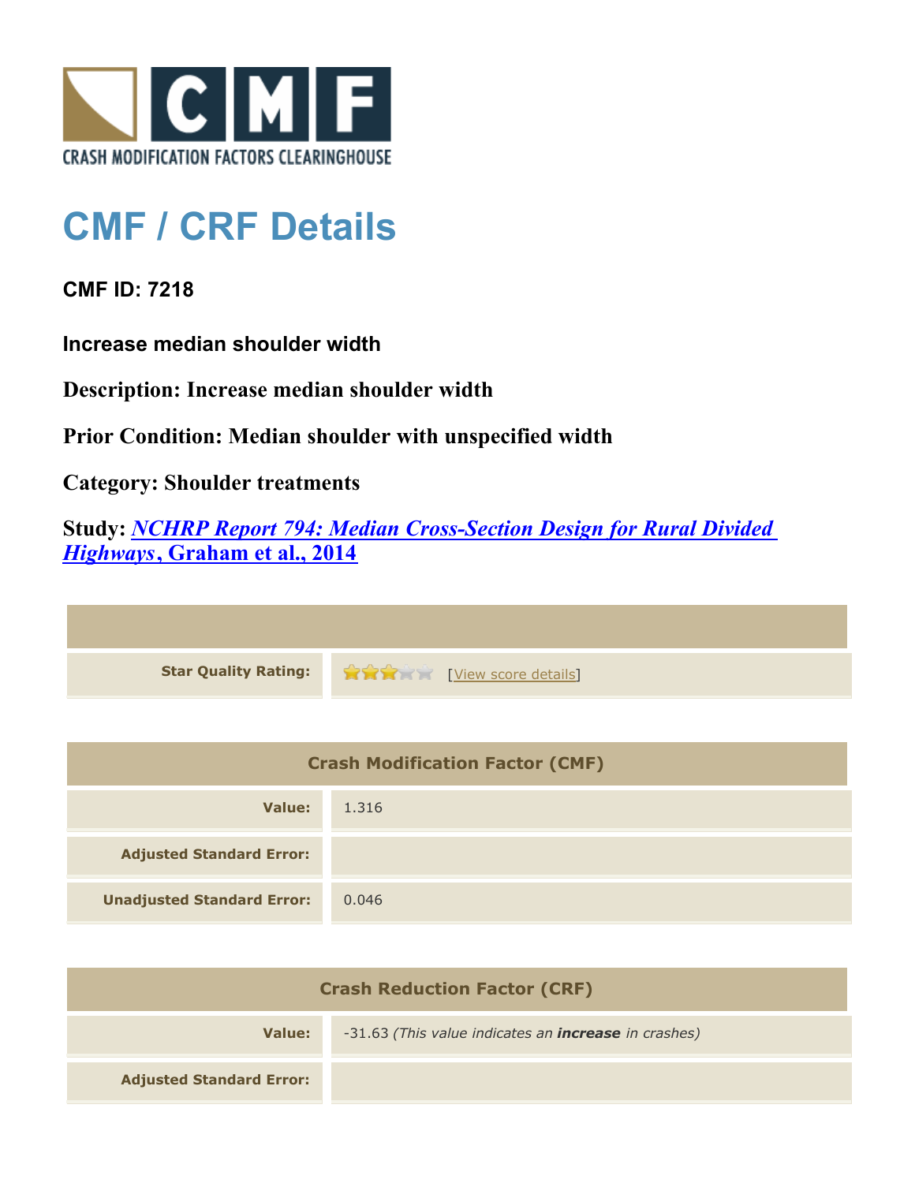# CMF / CRF Details

**CMF ID: 7218**

**Increase median shoulder width**

**Description: Increase median shoulder width**

**Prior Condition: Median shoulder with unspecified width**

**Category: Shoulder treatments**

**Study: *NCHRP Report 794: Median Cross-Section Design for Rural Divided Highways*, Graham et al., 2014**

| | |
|---|---|
| **Star Quality Rating:** | 3 of 5 stars [View score details] |

| Crash Modification Factor (CMF) | |
|---|---|
| **Value:** | 1.316 |
| **Adjusted Standard Error:** | |
| **Unadjusted Standard Error:** | 0.046 |

| Crash Reduction Factor (CRF) | |
|---|---|
| **Value:** | -31.63 *(This value indicates an **increase** in crashes)* |
| **Adjusted Standard Error:** | |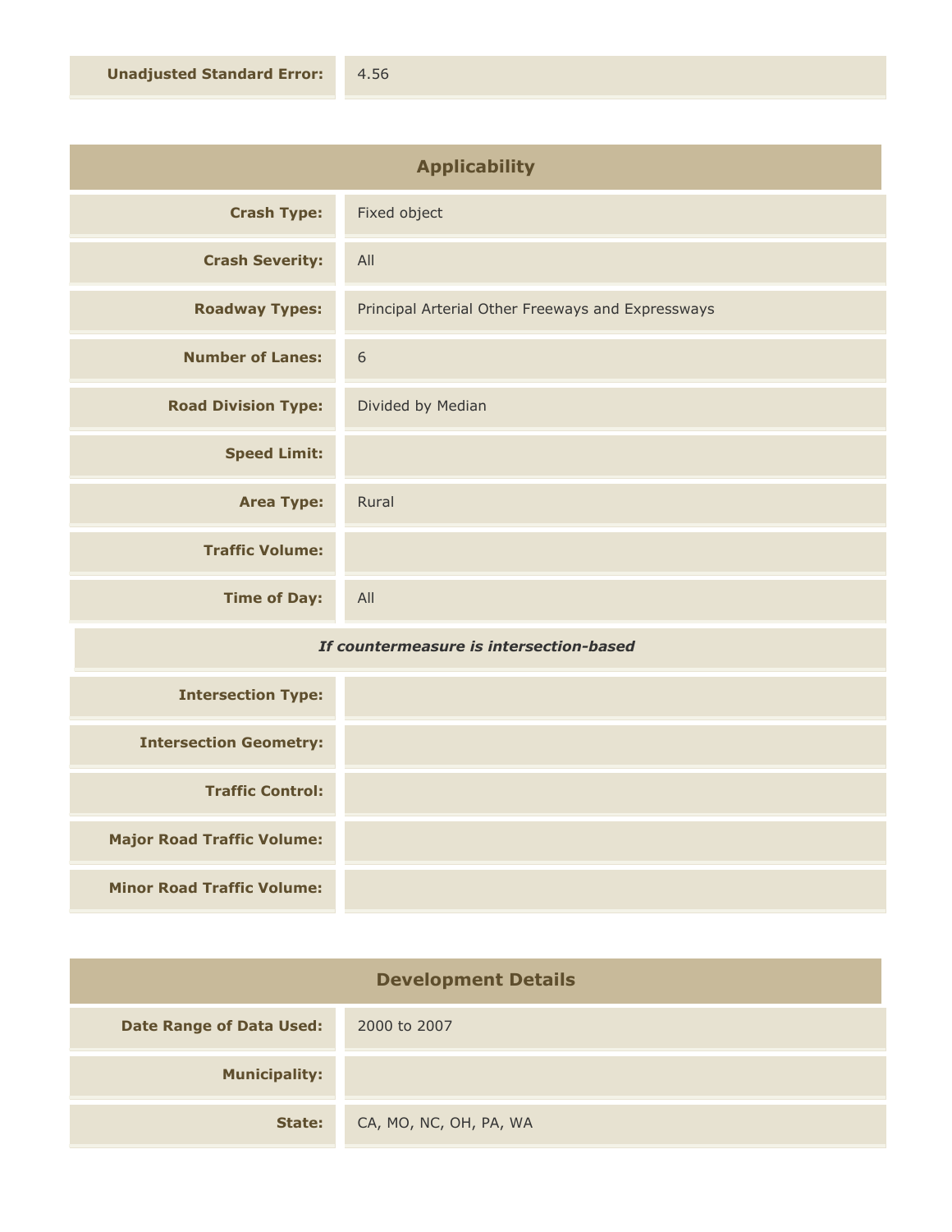| | |
|---|---|
| **Unadjusted Standard Error:** | 4.56 |

## Applicability

| | |
|---|---|
| **Crash Type:** | Fixed object |
| **Crash Severity:** | All |
| **Roadway Types:** | Principal Arterial Other Freeways and Expressways |
| **Number of Lanes:** | 6 |
| **Road Division Type:** | Divided by Median |
| **Speed Limit:** | |
| **Area Type:** | Rural |
| **Traffic Volume:** | |
| **Time of Day:** | All |

*If countermeasure is intersection-based*

| | |
|---|---|
| **Intersection Type:** | |
| **Intersection Geometry:** | |
| **Traffic Control:** | |
| **Major Road Traffic Volume:** | |
| **Minor Road Traffic Volume:** | |

## Development Details

| | |
|---|---|
| **Date Range of Data Used:** | 2000 to 2007 |
| **Municipality:** | |
| **State:** | CA, MO, NC, OH, PA, WA |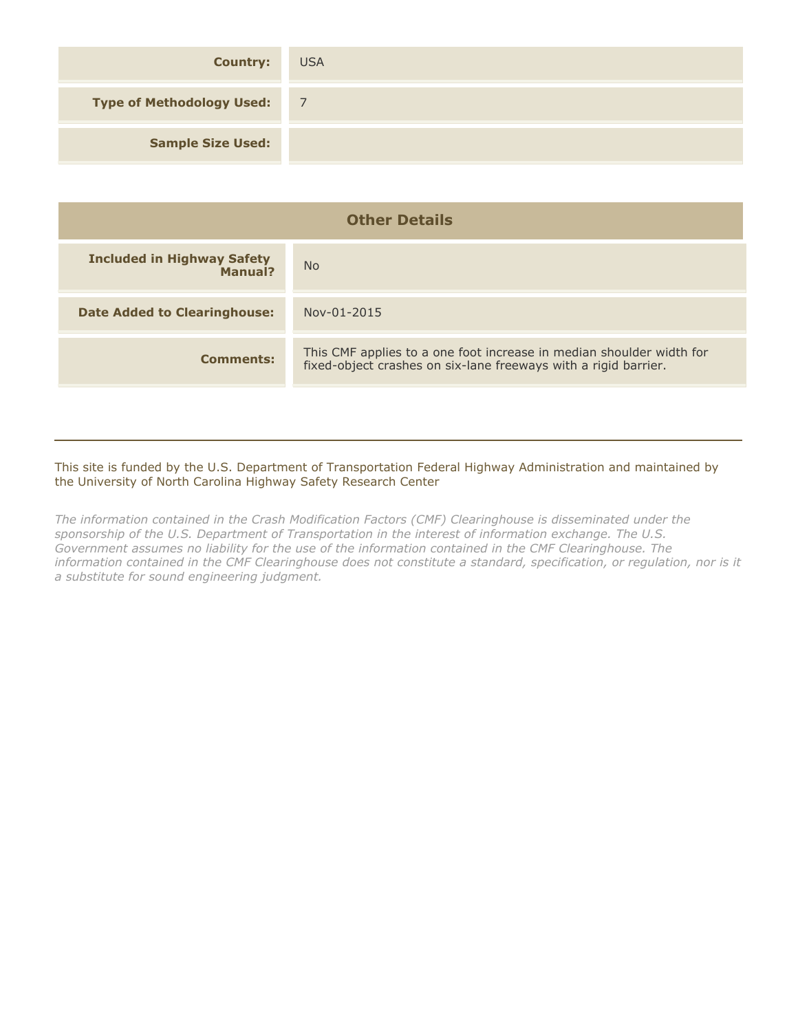| | |
|---|---|
| **Country:** | USA |
| **Type of Methodology Used:** | 7 |
| **Sample Size Used:** | |

## Other Details

| | |
|---|---|
| **Included in Highway Safety Manual?** | No |
| **Date Added to Clearinghouse:** | Nov-01-2015 |
| **Comments:** | This CMF applies to a one foot increase in median shoulder width for fixed-object crashes on six-lane freeways with a rigid barrier. |

---

This site is funded by the U.S. Department of Transportation Federal Highway Administration and maintained by the University of North Carolina Highway Safety Research Center

*The information contained in the Crash Modification Factors (CMF) Clearinghouse is disseminated under the sponsorship of the U.S. Department of Transportation in the interest of information exchange. The U.S. Government assumes no liability for the use of the information contained in the CMF Clearinghouse. The information contained in the CMF Clearinghouse does not constitute a standard, specification, or regulation, nor is it a substitute for sound engineering judgment.*